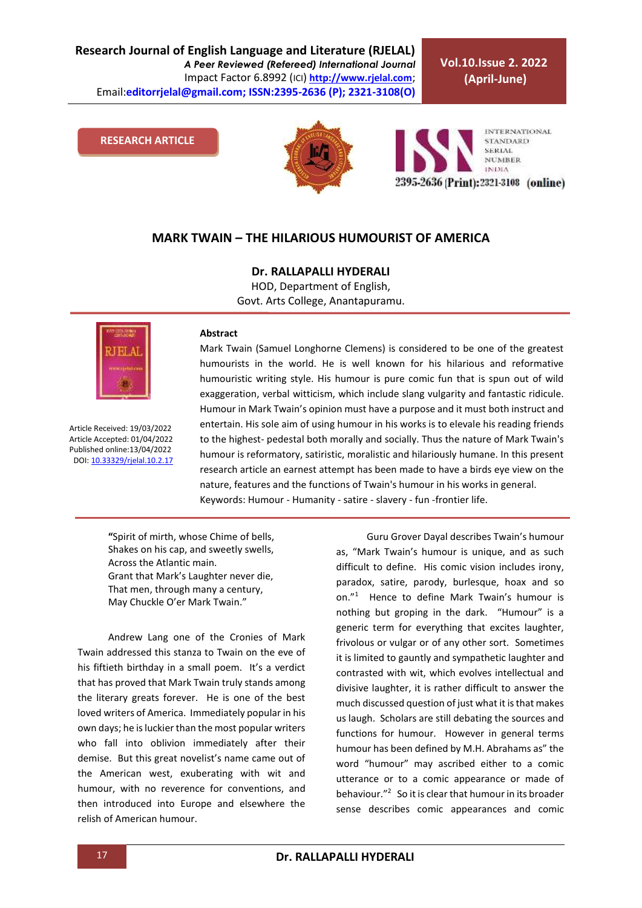RESEARCH ARTICLE

# MARK TWAIN – THE HILARIOUS HUMOURIST OF AMERICA

**Dr. RALLAPALLI HYDERALI**
HOD, Department of English,
Govt. Arts College, Anantapuramu.

Article Received: 19/03/2022
Article Accepted: 01/04/2022
Published online:13/04/2022
DOI: 10.33329/rjelal.10.2.17

**Abstract**

Mark Twain (Samuel Longhorne Clemens) is considered to be one of the greatest humourists in the world. He is well known for his hilarious and reformative humouristic writing style. His humour is pure comic fun that is spun out of wild exaggeration, verbal witticism, which include slang vulgarity and fantastic ridicule. Humour in Mark Twain's opinion must have a purpose and it must both instruct and entertain. His sole aim of using humour in his works is to elevale his reading friends to the highest- pedestal both morally and socially. Thus the nature of Mark Twain's humour is reformatory, satiristic, moralistic and hilariously humane. In this present research article an earnest attempt has been made to have a birds eye view on the nature, features and the functions of Twain's humour in his works in general.

Keywords: Humour - Humanity - satire - slavery - fun -frontier life.

"Spirit of mirth, whose Chime of bells,
Shakes on his cap, and sweetly swells,
Across the Atlantic main.
Grant that Mark's Laughter never die,
That men, through many a century,
May Chuckle O'er Mark Twain."

Andrew Lang one of the Cronies of Mark Twain addressed this stanza to Twain on the eve of his fiftieth birthday in a small poem. It's a verdict that has proved that Mark Twain truly stands among the literary greats forever. He is one of the best loved writers of America. Immediately popular in his own days; he is luckier than the most popular writers who fall into oblivion immediately after their demise. But this great novelist's name came out of the American west, exuberating with wit and humour, with no reverence for conventions, and then introduced into Europe and elsewhere the relish of American humour.

Guru Grover Dayal describes Twain's humour as, "Mark Twain's humour is unique, and as such difficult to define. His comic vision includes irony, paradox, satire, parody, burlesque, hoax and so on."[1] Hence to define Mark Twain's humour is nothing but groping in the dark. "Humour" is a generic term for everything that excites laughter, frivolous or vulgar or of any other sort. Sometimes it is limited to gauntly and sympathetic laughter and contrasted with wit, which evolves intellectual and divisive laughter, it is rather difficult to answer the much discussed question of just what it is that makes us laugh. Scholars are still debating the sources and functions for humour. However in general terms humour has been defined by M.H. Abrahams as" the word "humour" may ascribed either to a comic utterance or to a comic appearance or made of behaviour."[2] So it is clear that humour in its broader sense describes comic appearances and comic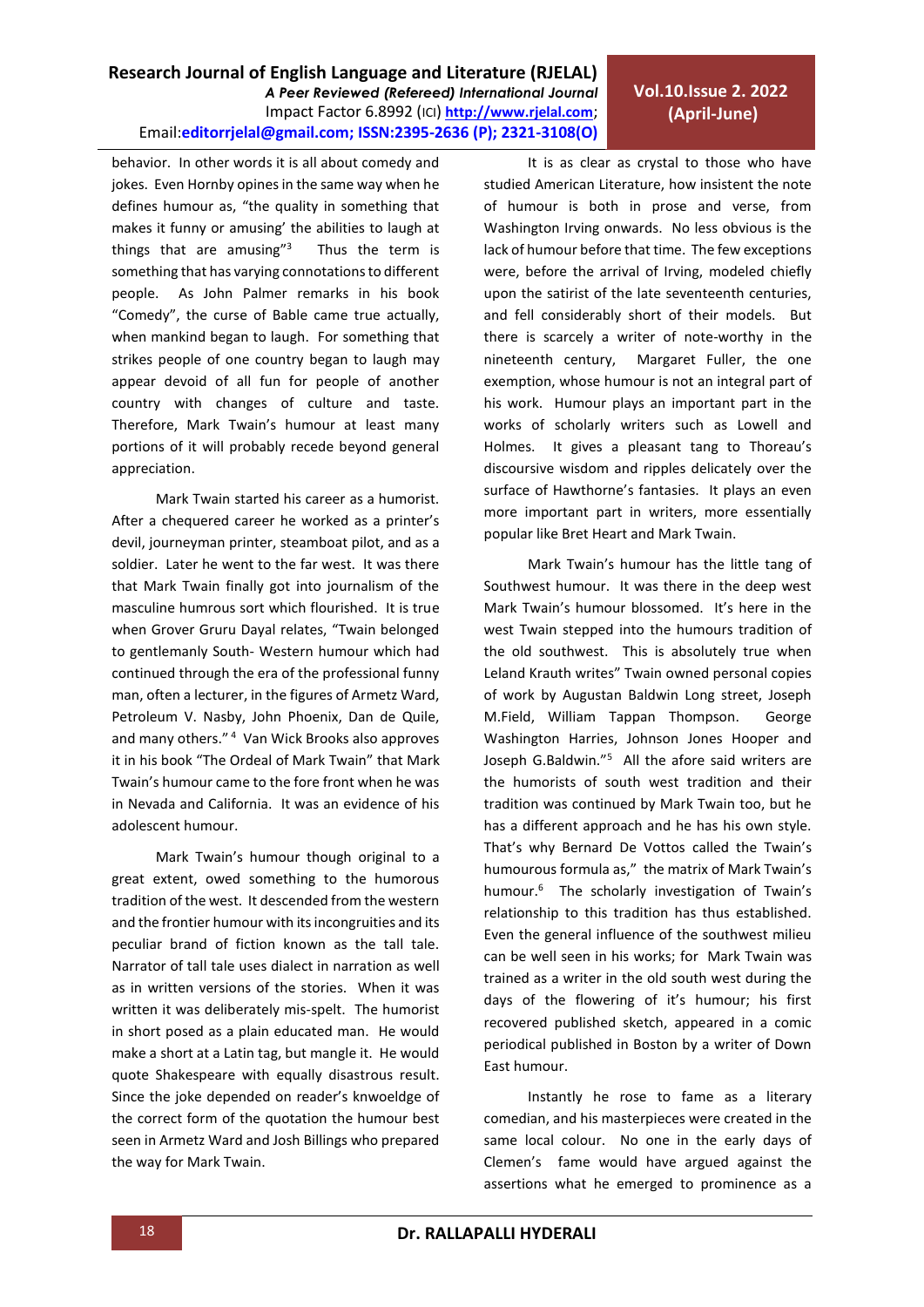behavior. In other words it is all about comedy and jokes. Even Hornby opines in the same way when he defines humour as, "the quality in something that makes it funny or amusing' the abilities to laugh at things that are amusing"[3] Thus the term is something that has varying connotations to different people. As John Palmer remarks in his book "Comedy", the curse of Bable came true actually, when mankind began to laugh. For something that strikes people of one country began to laugh may appear devoid of all fun for people of another country with changes of culture and taste. Therefore, Mark Twain's humour at least many portions of it will probably recede beyond general appreciation.

Mark Twain started his career as a humorist. After a chequered career he worked as a printer's devil, journeyman printer, steamboat pilot, and as a soldier. Later he went to the far west. It was there that Mark Twain finally got into journalism of the masculine humrous sort which flourished. It is true when Grover Gruru Dayal relates, "Twain belonged to gentlemanly South- Western humour which had continued through the era of the professional funny man, often a lecturer, in the figures of Armetz Ward, Petroleum V. Nasby, John Phoenix, Dan de Quile, and many others." [4] Van Wick Brooks also approves it in his book "The Ordeal of Mark Twain" that Mark Twain's humour came to the fore front when he was in Nevada and California. It was an evidence of his adolescent humour.

Mark Twain's humour though original to a great extent, owed something to the humorous tradition of the west. It descended from the western and the frontier humour with its incongruities and its peculiar brand of fiction known as the tall tale. Narrator of tall tale uses dialect in narration as well as in written versions of the stories. When it was written it was deliberately mis-spelt. The humorist in short posed as a plain educated man. He would make a short at a Latin tag, but mangle it. He would quote Shakespeare with equally disastrous result. Since the joke depended on reader's knwoeldge of the correct form of the quotation the humour best seen in Armetz Ward and Josh Billings who prepared the way for Mark Twain.

It is as clear as crystal to those who have studied American Literature, how insistent the note of humour is both in prose and verse, from Washington Irving onwards. No less obvious is the lack of humour before that time. The few exceptions were, before the arrival of Irving, modeled chiefly upon the satirist of the late seventeenth centuries, and fell considerably short of their models. But there is scarcely a writer of note-worthy in the nineteenth century, Margaret Fuller, the one exemption, whose humour is not an integral part of his work. Humour plays an important part in the works of scholarly writers such as Lowell and Holmes. It gives a pleasant tang to Thoreau's discoursive wisdom and ripples delicately over the surface of Hawthorne's fantasies. It plays an even more important part in writers, more essentially popular like Bret Heart and Mark Twain.

Mark Twain's humour has the little tang of Southwest humour. It was there in the deep west Mark Twain's humour blossomed. It's here in the west Twain stepped into the humours tradition of the old southwest. This is absolutely true when Leland Krauth writes" Twain owned personal copies of work by Augustan Baldwin Long street, Joseph M.Field, William Tappan Thompson. George Washington Harries, Johnson Jones Hooper and Joseph G.Baldwin."[5] All the afore said writers are the humorists of south west tradition and their tradition was continued by Mark Twain too, but he has a different approach and he has his own style. That's why Bernard De Vottos called the Twain's humourous formula as," the matrix of Mark Twain's humour.[6] The scholarly investigation of Twain's relationship to this tradition has thus established. Even the general influence of the southwest milieu can be well seen in his works; for Mark Twain was trained as a writer in the old south west during the days of the flowering of it's humour; his first recovered published sketch, appeared in a comic periodical published in Boston by a writer of Down East humour.

Instantly he rose to fame as a literary comedian, and his masterpieces were created in the same local colour. No one in the early days of Clemen's fame would have argued against the assertions what he emerged to prominence as a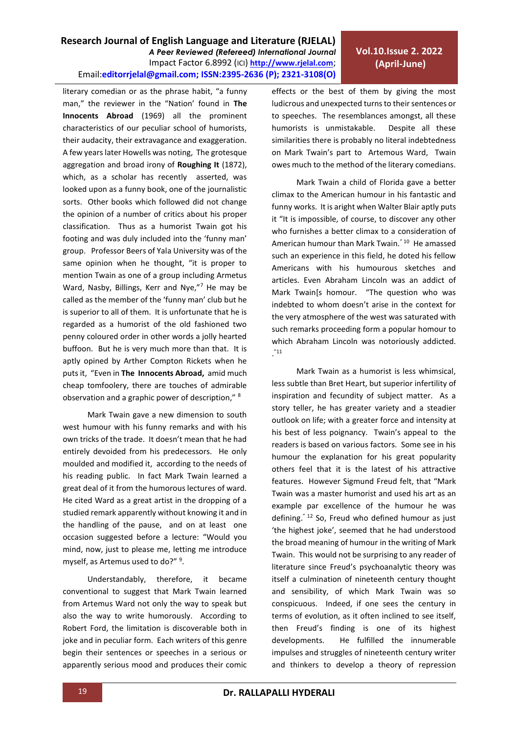literary comedian or as the phrase habit, "a funny man," the reviewer in the "Nation' found in **The Innocents Abroad** (1969) all the prominent characteristics of our peculiar school of humorists, their audacity, their extravagance and exaggeration. A few years later Howells was noting, The grotesque aggregation and broad irony of **Roughing It** (1872), which, as a scholar has recently asserted, was looked upon as a funny book, one of the journalistic sorts. Other books which followed did not change the opinion of a number of critics about his proper classification. Thus as a humorist Twain got his footing and was duly included into the 'funny man' group. Professor Beers of Yala University was of the same opinion when he thought, "it is proper to mention Twain as one of a group including Armetus Ward, Nasby, Billings, Kerr and Nye,"[7] He may be called as the member of the 'funny man' club but he is superior to all of them. It is unfortunate that he is regarded as a humorist of the old fashioned two penny coloured order in other words a jolly hearted buffoon. But he is very much more than that. It is aptly opined by Arthur Compton Rickets when he puts it, "Even in **The Innocents Abroad,** amid much cheap tomfoolery, there are touches of admirable observation and a graphic power of description," [8]

Mark Twain gave a new dimension to south west humour with his funny remarks and with his own tricks of the trade. It doesn't mean that he had entirely devoided from his predecessors. He only moulded and modified it, according to the needs of his reading public. In fact Mark Twain learned a great deal of it from the humorous lectures of ward. He cited Ward as a great artist in the dropping of a studied remark apparently without knowing it and in the handling of the pause, and on at least one occasion suggested before a lecture: "Would you mind, now, just to please me, letting me introduce myself, as Artemus used to do?" [9].

Understandably, therefore, it became conventional to suggest that Mark Twain learned from Artemus Ward not only the way to speak but also the way to write humorously. According to Robert Ford, the limitation is discoverable both in joke and in peculiar form. Each writers of this genre begin their sentences or speeches in a serious or apparently serious mood and produces their comic effects or the best of them by giving the most ludicrous and unexpected turns to their sentences or to speeches. The resemblances amongst, all these humorists is unmistakable. Despite all these similarities there is probably no literal indebtedness on Mark Twain's part to Artemous Ward, Twain owes much to the method of the literary comedians.

Mark Twain a child of Florida gave a better climax to the American humour in his fantastic and funny works. It is aright when Walter Blair aptly puts it "It is impossible, of course, to discover any other who furnishes a better climax to a consideration of American humour than Mark Twain." [10] He amassed such an experience in this field, he doted his fellow Americans with his humourous sketches and articles. Even Abraham Lincoln was an addict of Mark Twain[s homour. "The question who was indebted to whom doesn't arise in the context for the very atmosphere of the west was saturated with such remarks proceeding form a popular homour to which Abraham Lincoln was notoriously addicted. ."[11]

Mark Twain as a humorist is less whimsical, less subtle than Bret Heart, but superior infertility of inspiration and fecundity of subject matter. As a story teller, he has greater variety and a steadier outlook on life; with a greater force and intensity at his best of less poignancy. Twain's appeal to the readers is based on various factors. Some see in his humour the explanation for his great popularity others feel that it is the latest of his attractive features. However Sigmund Freud felt, that "Mark Twain was a master humorist and used his art as an example par excellence of the humour he was defining." [12] So, Freud who defined humour as just 'the highest joke', seemed that he had understood the broad meaning of humour in the writing of Mark Twain. This would not be surprising to any reader of literature since Freud's psychoanalytic theory was itself a culmination of nineteenth century thought and sensibility, of which Mark Twain was so conspicuous. Indeed, if one sees the century in terms of evolution, as it often inclined to see itself, then Freud's finding is one of its highest developments. He fulfilled the innumerable impulses and struggles of nineteenth century writer and thinkers to develop a theory of repression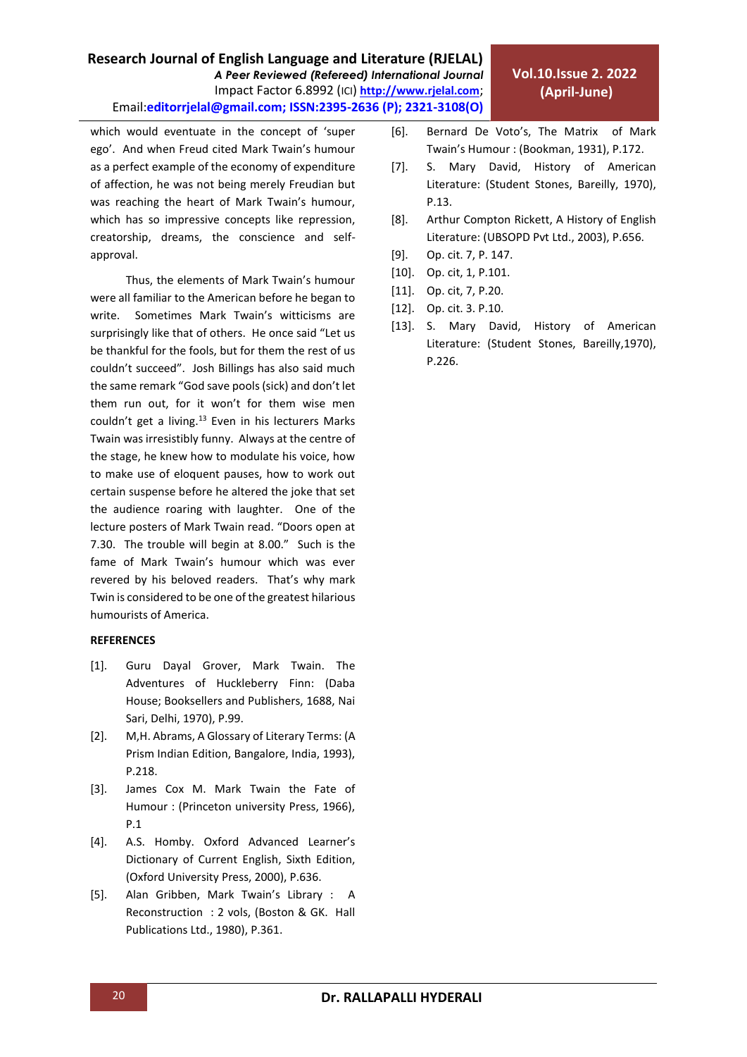which would eventuate in the concept of 'super ego'. And when Freud cited Mark Twain's humour as a perfect example of the economy of expenditure of affection, he was not being merely Freudian but was reaching the heart of Mark Twain's humour, which has so impressive concepts like repression, creatorship, dreams, the conscience and self-approval.

Thus, the elements of Mark Twain's humour were all familiar to the American before he began to write. Sometimes Mark Twain's witticisms are surprisingly like that of others. He once said "Let us be thankful for the fools, but for them the rest of us couldn't succeed". Josh Billings has also said much the same remark "God save pools (sick) and don't let them run out, for it won't for them wise men couldn't get a living.[13] Even in his lecturers Marks Twain was irresistibly funny. Always at the centre of the stage, he knew how to modulate his voice, how to make use of eloquent pauses, how to work out certain suspense before he altered the joke that set the audience roaring with laughter. One of the lecture posters of Mark Twain read. "Doors open at 7.30. The trouble will begin at 8.00." Such is the fame of Mark Twain's humour which was ever revered by his beloved readers. That's why mark Twin is considered to be one of the greatest hilarious humourists of America.

**REFERENCES**

[1]. Guru Dayal Grover, Mark Twain. The Adventures of Huckleberry Finn: (Daba House; Booksellers and Publishers, 1688, Nai Sari, Delhi, 1970), P.99.

[2]. M,H. Abrams, A Glossary of Literary Terms: (A Prism Indian Edition, Bangalore, India, 1993), P.218.

[3]. James Cox M. Mark Twain the Fate of Humour : (Princeton university Press, 1966), P.1

[4]. A.S. Homby. Oxford Advanced Learner's Dictionary of Current English, Sixth Edition, (Oxford University Press, 2000), P.636.

[5]. Alan Gribben, Mark Twain's Library : A Reconstruction : 2 vols, (Boston & GK. Hall Publications Ltd., 1980), P.361.

[6]. Bernard De Voto's, The Matrix of Mark Twain's Humour : (Bookman, 1931), P.172.

[7]. S. Mary David, History of American Literature: (Student Stones, Bareilly, 1970), P.13.

[8]. Arthur Compton Rickett, A History of English Literature: (UBSOPD Pvt Ltd., 2003), P.656.

[9]. Op. cit. 7, P. 147.

[10]. Op. cit, 1, P.101.

[11]. Op. cit, 7, P.20.

[12]. Op. cit. 3. P.10.

[13]. S. Mary David, History of American Literature: (Student Stones, Bareilly,1970), P.226.